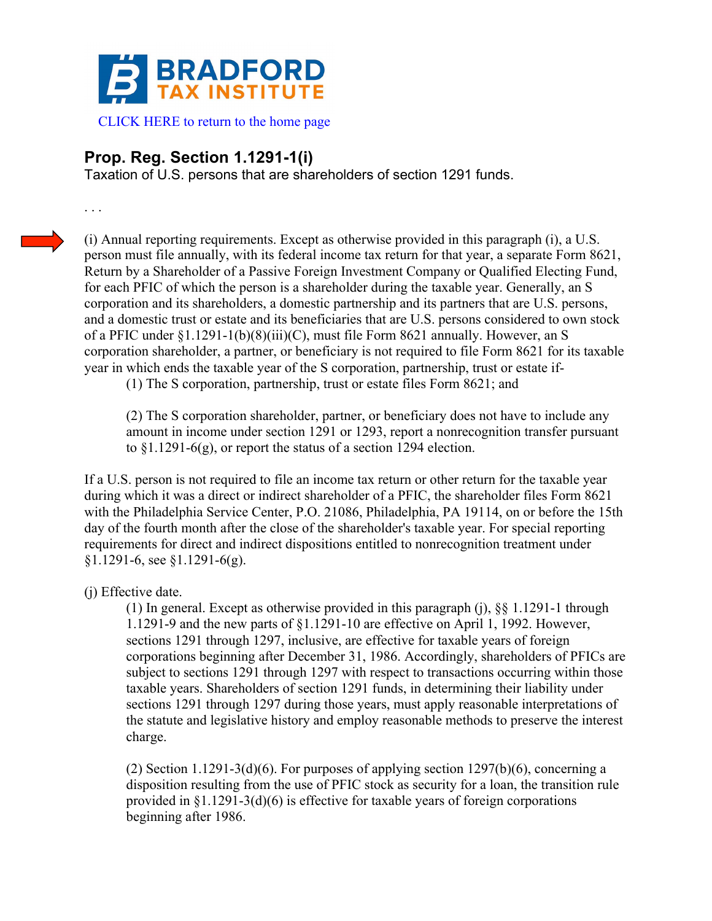BRADFORD TAX INSTITUTE

CLICK HERE to return to the home page

## Prop. Reg. Section 1.1291-1(i)

Taxation of U.S. persons that are shareholders of section 1291 funds.

. . .

(i) Annual reporting requirements. Except as otherwise provided in this paragraph (i), a U.S. person must file annually, with its federal income tax return for that year, a separate Form 8621, Return by a Shareholder of a Passive Foreign Investment Company or Qualified Electing Fund, for each PFIC of which the person is a shareholder during the taxable year. Generally, an S corporation and its shareholders, a domestic partnership and its partners that are U.S. persons, and a domestic trust or estate and its beneficiaries that are U.S. persons considered to own stock of a PFIC under §1.1291-1(b)(8)(iii)(C), must file Form 8621 annually. However, an S corporation shareholder, a partner, or beneficiary is not required to file Form 8621 for its taxable year in which ends the taxable year of the S corporation, partnership, trust or estate if-

> (1) The S corporation, partnership, trust or estate files Form 8621; and
>
> (2) The S corporation shareholder, partner, or beneficiary does not have to include any amount in income under section 1291 or 1293, report a nonrecognition transfer pursuant to §1.1291-6(g), or report the status of a section 1294 election.

If a U.S. person is not required to file an income tax return or other return for the taxable year during which it was a direct or indirect shareholder of a PFIC, the shareholder files Form 8621 with the Philadelphia Service Center, P.O. 21086, Philadelphia, PA 19114, on or before the 15th day of the fourth month after the close of the shareholder's taxable year. For special reporting requirements for direct and indirect dispositions entitled to nonrecognition treatment under §1.1291-6, see §1.1291-6(g).

(j) Effective date.

> (1) In general. Except as otherwise provided in this paragraph (j), §§ 1.1291-1 through 1.1291-9 and the new parts of §1.1291-10 are effective on April 1, 1992. However, sections 1291 through 1297, inclusive, are effective for taxable years of foreign corporations beginning after December 31, 1986. Accordingly, shareholders of PFICs are subject to sections 1291 through 1297 with respect to transactions occurring within those taxable years. Shareholders of section 1291 funds, in determining their liability under sections 1291 through 1297 during those years, must apply reasonable interpretations of the statute and legislative history and employ reasonable methods to preserve the interest charge.
>
> (2) Section 1.1291-3(d)(6). For purposes of applying section 1297(b)(6), concerning a disposition resulting from the use of PFIC stock as security for a loan, the transition rule provided in §1.1291-3(d)(6) is effective for taxable years of foreign corporations beginning after 1986.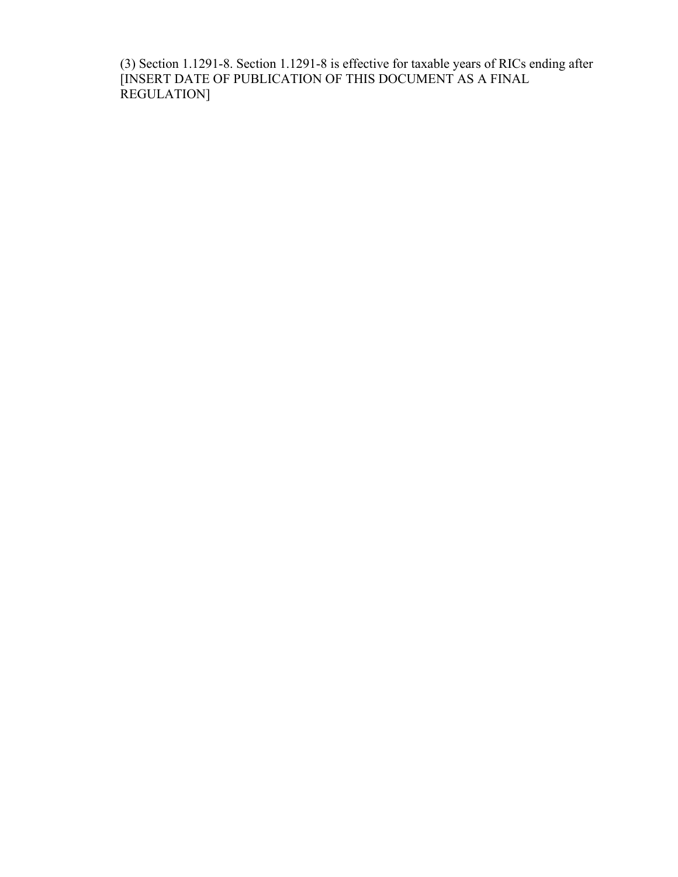(3) Section 1.1291-8. Section 1.1291-8 is effective for taxable years of RICs ending after [INSERT DATE OF PUBLICATION OF THIS DOCUMENT AS A FINAL REGULATION]